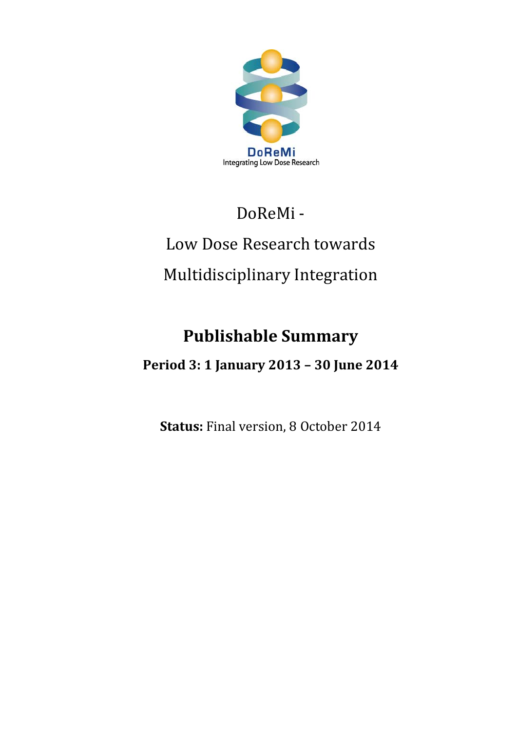DoReMi

Integrating Low Dose Research

# DoReMi - Low Dose Research towards Multidisciplinary Integration

## Publishable Summary

### Period 3: 1 January 2013 – 30 June 2014

**Status:** Final version, 8 October 2014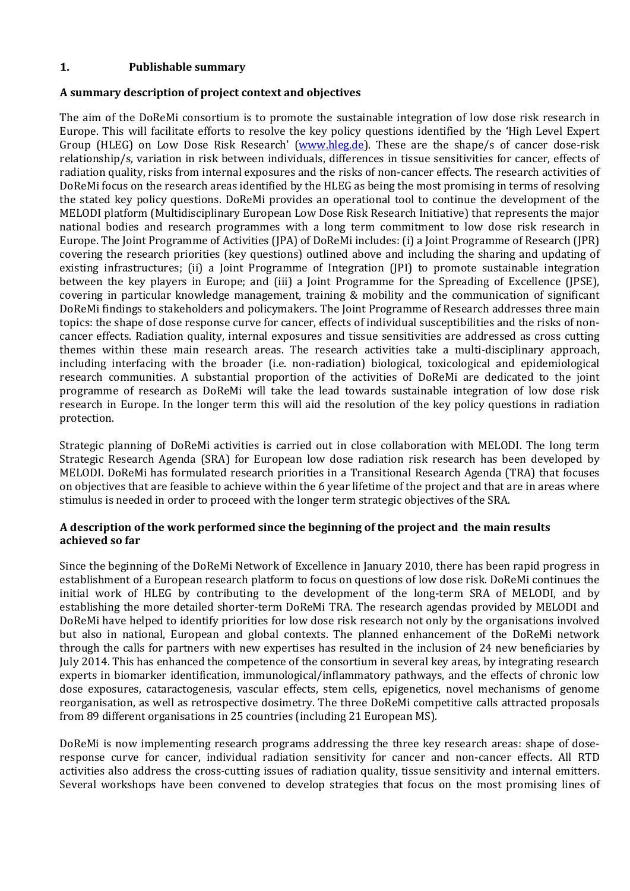## 1. Publishable summary

### A summary description of project context and objectives

The aim of the DoReMi consortium is to promote the sustainable integration of low dose risk research in Europe. This will facilitate efforts to resolve the key policy questions identified by the 'High Level Expert Group (HLEG) on Low Dose Risk Research' ([www.hleg.de](www.hleg.de)). These are the shape/s of cancer dose-risk relationship/s, variation in risk between individuals, differences in tissue sensitivities for cancer, effects of radiation quality, risks from internal exposures and the risks of non-cancer effects. The research activities of DoReMi focus on the research areas identified by the HLEG as being the most promising in terms of resolving the stated key policy questions. DoReMi provides an operational tool to continue the development of the MELODI platform (Multidisciplinary European Low Dose Risk Research Initiative) that represents the major national bodies and research programmes with a long term commitment to low dose risk research in Europe. The Joint Programme of Activities (JPA) of DoReMi includes: (i) a Joint Programme of Research (JPR) covering the research priorities (key questions) outlined above and including the sharing and updating of existing infrastructures; (ii) a Joint Programme of Integration (JPI) to promote sustainable integration between the key players in Europe; and (iii) a Joint Programme for the Spreading of Excellence (JPSE), covering in particular knowledge management, training & mobility and the communication of significant DoReMi findings to stakeholders and policymakers. The Joint Programme of Research addresses three main topics: the shape of dose response curve for cancer, effects of individual susceptibilities and the risks of non-cancer effects. Radiation quality, internal exposures and tissue sensitivities are addressed as cross cutting themes within these main research areas. The research activities take a multi-disciplinary approach, including interfacing with the broader (i.e. non-radiation) biological, toxicological and epidemiological research communities. A substantial proportion of the activities of DoReMi are dedicated to the joint programme of research as DoReMi will take the lead towards sustainable integration of low dose risk research in Europe. In the longer term this will aid the resolution of the key policy questions in radiation protection.

Strategic planning of DoReMi activities is carried out in close collaboration with MELODI. The long term Strategic Research Agenda (SRA) for European low dose radiation risk research has been developed by MELODI. DoReMi has formulated research priorities in a Transitional Research Agenda (TRA) that focuses on objectives that are feasible to achieve within the 6 year lifetime of the project and that are in areas where stimulus is needed in order to proceed with the longer term strategic objectives of the SRA.

### A description of the work performed since the beginning of the project and the main results achieved so far

Since the beginning of the DoReMi Network of Excellence in January 2010, there has been rapid progress in establishment of a European research platform to focus on questions of low dose risk. DoReMi continues the initial work of HLEG by contributing to the development of the long-term SRA of MELODI, and by establishing the more detailed shorter-term DoReMi TRA. The research agendas provided by MELODI and DoReMi have helped to identify priorities for low dose risk research not only by the organisations involved but also in national, European and global contexts. The planned enhancement of the DoReMi network through the calls for partners with new expertises has resulted in the inclusion of 24 new beneficiaries by July 2014. This has enhanced the competence of the consortium in several key areas, by integrating research experts in biomarker identification, immunological/inflammatory pathways, and the effects of chronic low dose exposures, cataractogenesis, vascular effects, stem cells, epigenetics, novel mechanisms of genome reorganisation, as well as retrospective dosimetry. The three DoReMi competitive calls attracted proposals from 89 different organisations in 25 countries (including 21 European MS).

DoReMi is now implementing research programs addressing the three key research areas: shape of dose-response curve for cancer, individual radiation sensitivity for cancer and non-cancer effects. All RTD activities also address the cross-cutting issues of radiation quality, tissue sensitivity and internal emitters. Several workshops have been convened to develop strategies that focus on the most promising lines of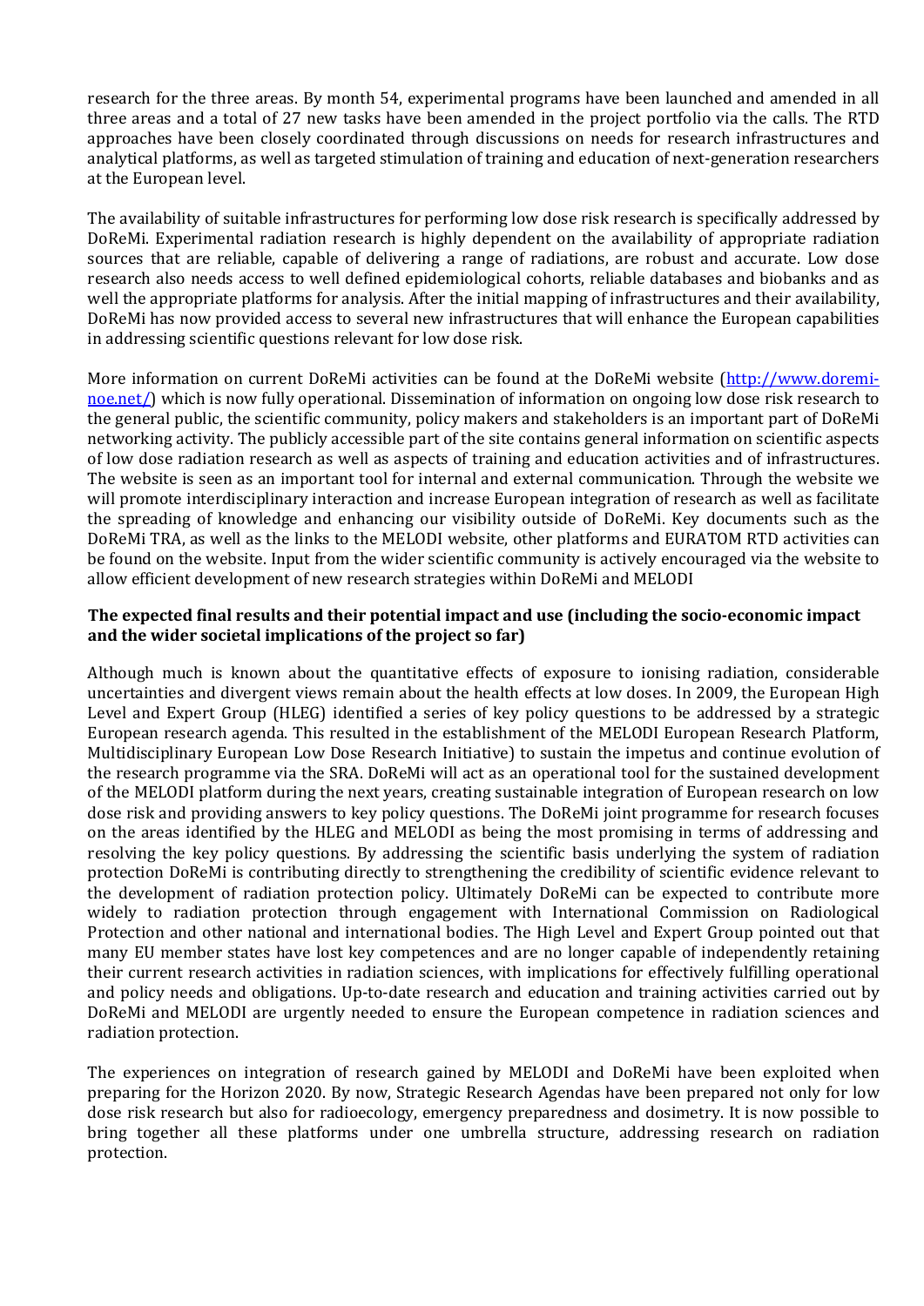research for the three areas. By month 54, experimental programs have been launched and amended in all three areas and a total of 27 new tasks have been amended in the project portfolio via the calls. The RTD approaches have been closely coordinated through discussions on needs for research infrastructures and analytical platforms, as well as targeted stimulation of training and education of next-generation researchers at the European level.

The availability of suitable infrastructures for performing low dose risk research is specifically addressed by DoReMi. Experimental radiation research is highly dependent on the availability of appropriate radiation sources that are reliable, capable of delivering a range of radiations, are robust and accurate. Low dose research also needs access to well defined epidemiological cohorts, reliable databases and biobanks and as well the appropriate platforms for analysis. After the initial mapping of infrastructures and their availability, DoReMi has now provided access to several new infrastructures that will enhance the European capabilities in addressing scientific questions relevant for low dose risk.

More information on current DoReMi activities can be found at the DoReMi website (http://www.doremi-noe.net/) which is now fully operational. Dissemination of information on ongoing low dose risk research to the general public, the scientific community, policy makers and stakeholders is an important part of DoReMi networking activity. The publicly accessible part of the site contains general information on scientific aspects of low dose radiation research as well as aspects of training and education activities and of infrastructures. The website is seen as an important tool for internal and external communication. Through the website we will promote interdisciplinary interaction and increase European integration of research as well as facilitate the spreading of knowledge and enhancing our visibility outside of DoReMi. Key documents such as the DoReMi TRA, as well as the links to the MELODI website, other platforms and EURATOM RTD activities can be found on the website. Input from the wider scientific community is actively encouraged via the website to allow efficient development of new research strategies within DoReMi and MELODI

**The expected final results and their potential impact and use (including the socio-economic impact and the wider societal implications of the project so far)**

Although much is known about the quantitative effects of exposure to ionising radiation, considerable uncertainties and divergent views remain about the health effects at low doses. In 2009, the European High Level and Expert Group (HLEG) identified a series of key policy questions to be addressed by a strategic European research agenda. This resulted in the establishment of the MELODI European Research Platform, Multidisciplinary European Low Dose Research Initiative) to sustain the impetus and continue evolution of the research programme via the SRA. DoReMi will act as an operational tool for the sustained development of the MELODI platform during the next years, creating sustainable integration of European research on low dose risk and providing answers to key policy questions. The DoReMi joint programme for research focuses on the areas identified by the HLEG and MELODI as being the most promising in terms of addressing and resolving the key policy questions. By addressing the scientific basis underlying the system of radiation protection DoReMi is contributing directly to strengthening the credibility of scientific evidence relevant to the development of radiation protection policy. Ultimately DoReMi can be expected to contribute more widely to radiation protection through engagement with International Commission on Radiological Protection and other national and international bodies. The High Level and Expert Group pointed out that many EU member states have lost key competences and are no longer capable of independently retaining their current research activities in radiation sciences, with implications for effectively fulfilling operational and policy needs and obligations. Up-to-date research and education and training activities carried out by DoReMi and MELODI are urgently needed to ensure the European competence in radiation sciences and radiation protection.

The experiences on integration of research gained by MELODI and DoReMi have been exploited when preparing for the Horizon 2020. By now, Strategic Research Agendas have been prepared not only for low dose risk research but also for radioecology, emergency preparedness and dosimetry. It is now possible to bring together all these platforms under one umbrella structure, addressing research on radiation protection.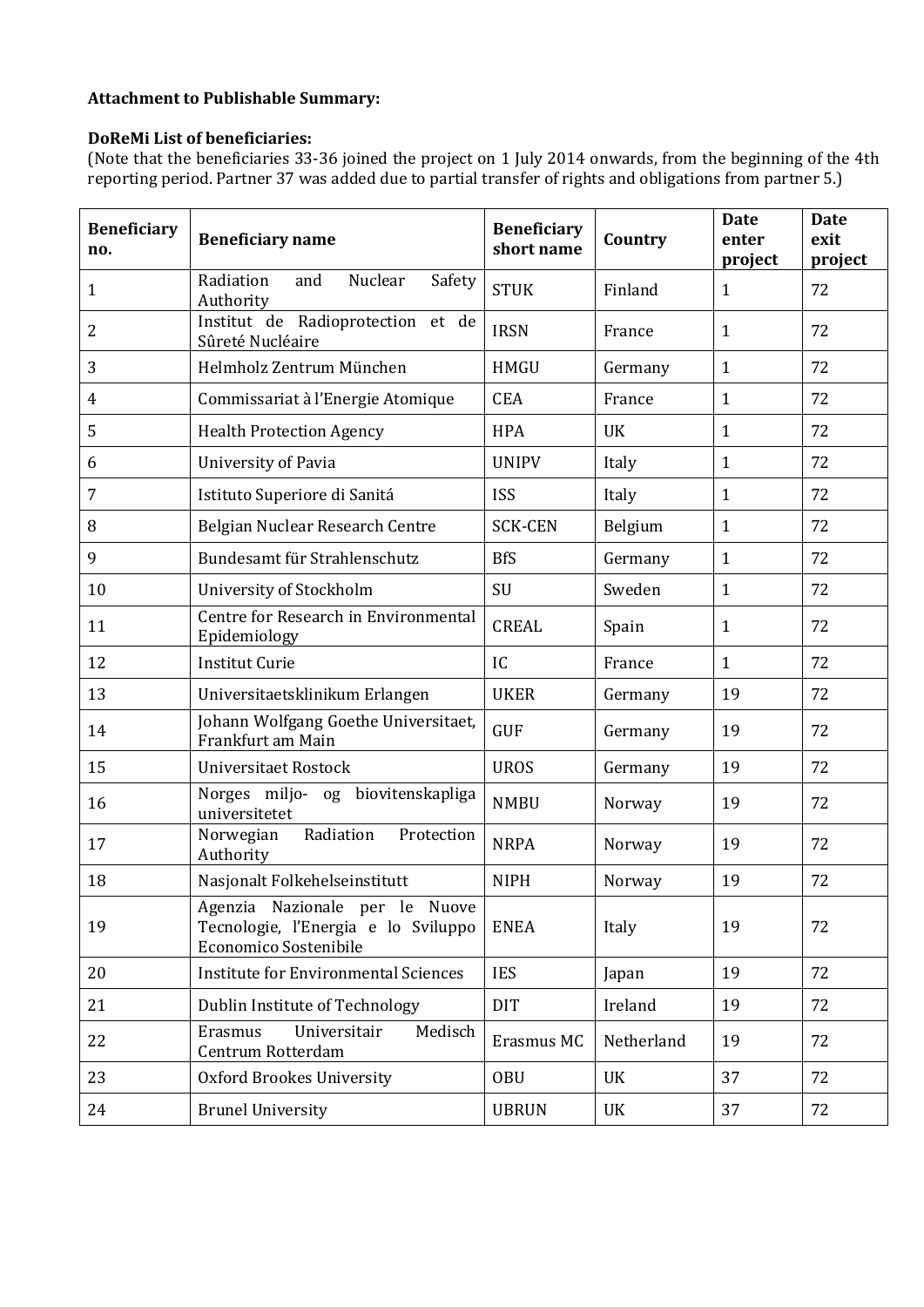**Attachment to Publishable Summary:**

**DoReMi List of beneficiaries:**

(Note that the beneficiaries 33-36 joined the project on 1 July 2014 onwards, from the beginning of the 4th reporting period. Partner 37 was added due to partial transfer of rights and obligations from partner 5.)

| Beneficiary no. | Beneficiary name | Beneficiary short name | Country | Date enter project | Date exit project |
|---|---|---|---|---|---|
| 1 | Radiation and Nuclear Safety Authority | STUK | Finland | 1 | 72 |
| 2 | Institut de Radioprotection et de Sûreté Nucléaire | IRSN | France | 1 | 72 |
| 3 | Helmholz Zentrum München | HMGU | Germany | 1 | 72 |
| 4 | Commissariat à l'Energie Atomique | CEA | France | 1 | 72 |
| 5 | Health Protection Agency | HPA | UK | 1 | 72 |
| 6 | University of Pavia | UNIPV | Italy | 1 | 72 |
| 7 | Istituto Superiore di Sanitá | ISS | Italy | 1 | 72 |
| 8 | Belgian Nuclear Research Centre | SCK-CEN | Belgium | 1 | 72 |
| 9 | Bundesamt für Strahlenschutz | BfS | Germany | 1 | 72 |
| 10 | University of Stockholm | SU | Sweden | 1 | 72 |
| 11 | Centre for Research in Environmental Epidemiology | CREAL | Spain | 1 | 72 |
| 12 | Institut Curie | IC | France | 1 | 72 |
| 13 | Universitaetsklinikum Erlangen | UKER | Germany | 19 | 72 |
| 14 | Johann Wolfgang Goethe Universitaet, Frankfurt am Main | GUF | Germany | 19 | 72 |
| 15 | Universitaet Rostock | UROS | Germany | 19 | 72 |
| 16 | Norges miljo- og biovitenskapliga universitetet | NMBU | Norway | 19 | 72 |
| 17 | Norwegian Radiation Protection Authority | NRPA | Norway | 19 | 72 |
| 18 | Nasjonalt Folkehelseinstitutt | NIPH | Norway | 19 | 72 |
| 19 | Agenzia Nazionale per le Nuove Tecnologie, l'Energia e lo Sviluppo Economico Sostenibile | ENEA | Italy | 19 | 72 |
| 20 | Institute for Environmental Sciences | IES | Japan | 19 | 72 |
| 21 | Dublin Institute of Technology | DIT | Ireland | 19 | 72 |
| 22 | Erasmus Universitair Medisch Centrum Rotterdam | Erasmus MC | Netherland | 19 | 72 |
| 23 | Oxford Brookes University | OBU | UK | 37 | 72 |
| 24 | Brunel University | UBRUN | UK | 37 | 72 |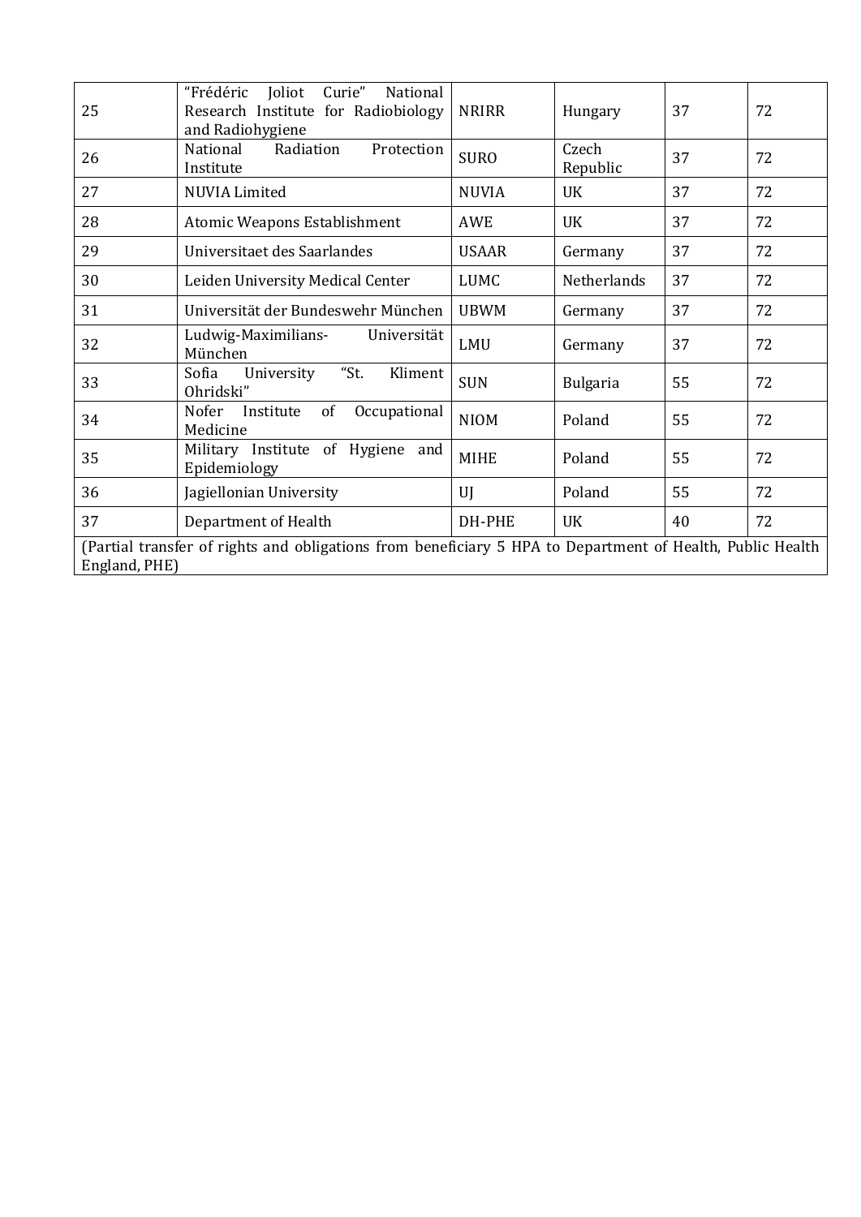| 25 | "Frédéric Joliot Curie" National Research Institute for Radiobiology and Radiohygiene | NRIRR | Hungary | 37 | 72 |
|---|---|---|---|---|---|
| 26 | National Radiation Protection Institute | SURO | Czech Republic | 37 | 72 |
| 27 | NUVIA Limited | NUVIA | UK | 37 | 72 |
| 28 | Atomic Weapons Establishment | AWE | UK | 37 | 72 |
| 29 | Universitaet des Saarlandes | USAAR | Germany | 37 | 72 |
| 30 | Leiden University Medical Center | LUMC | Netherlands | 37 | 72 |
| 31 | Universität der Bundeswehr München | UBWM | Germany | 37 | 72 |
| 32 | Ludwig-Maximilians- Universität München | LMU | Germany | 37 | 72 |
| 33 | Sofia University "St. Kliment Ohridski" | SUN | Bulgaria | 55 | 72 |
| 34 | Nofer Institute of Occupational Medicine | NIOM | Poland | 55 | 72 |
| 35 | Military Institute of Hygiene and Epidemiology | MIHE | Poland | 55 | 72 |
| 36 | Jagiellonian University | UJ | Poland | 55 | 72 |
| 37 | Department of Health | DH-PHE | UK | 40 | 72 |
| (Partial transfer of rights and obligations from beneficiary 5 HPA to Department of Health, Public Health England, PHE) | | | | | |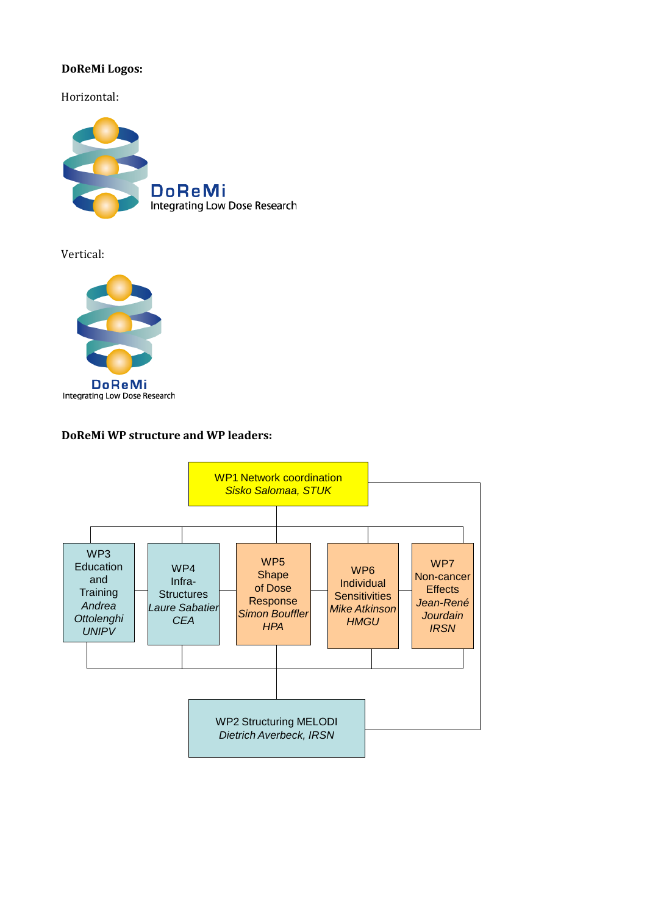**DoReMi Logos:**

Horizontal:

DoReMi
Integrating Low Dose Research

Vertical:

DoReMi
Integrating Low Dose Research

**DoReMi WP structure and WP leaders:**

WP1 Network coordination
*Sisko Salomaa, STUK*

WP3
Education and Training
*Andrea Ottolenghi*
*UNIPV*

WP4
Infra-Structures
*Laure Sabatier*
*CEA*

WP5
Shape of Dose Response
*Simon Bouffler*
*HPA*

WP6
Individual Sensitivities
*Mike Atkinson*
*HMGU*

WP7
Non-cancer Effects
*Jean-René Jourdain*
*IRSN*

WP2 Structuring MELODI
*Dietrich Averbeck, IRSN*